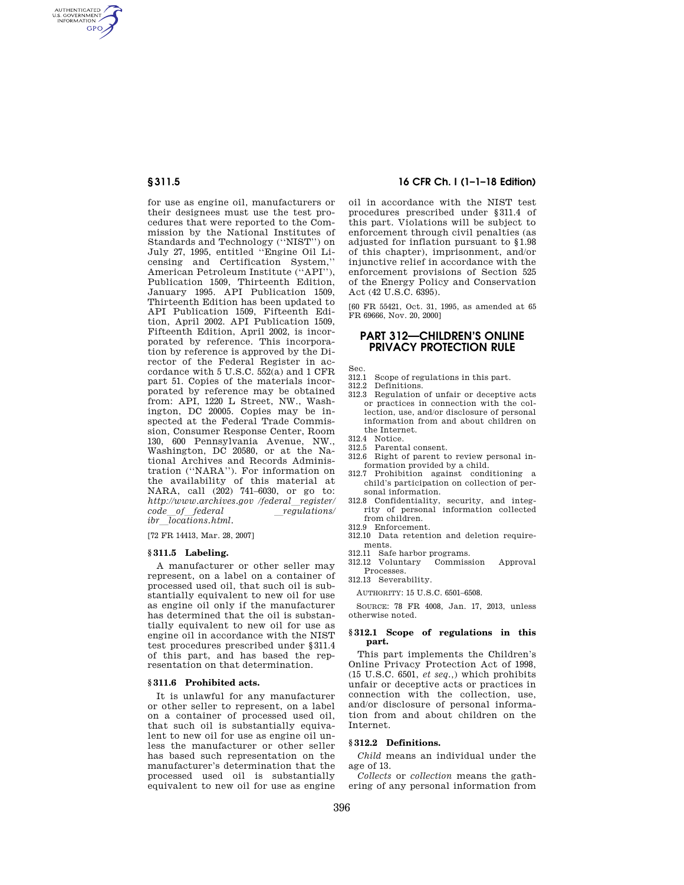for use as engine oil, manufacturers or their designees must use the test procedures that were reported to the Commission by the National Institutes of Standards and Technology (''NIST'') on July 27, 1995, entitled ''Engine Oil Licensing and Certification System,'' American Petroleum Institute (''API''), Publication 1509, Thirteenth Edition, January 1995. API Publication 1509, Thirteenth Edition has been updated to API Publication 1509, Fifteenth Edition, April 2002. API Publication 1509, Fifteenth Edition, April 2002, is incorporated by reference. This incorporation by reference is approved by the Director of the Federal Register in accordance with 5 U.S.C. 552(a) and 1 CFR part 51. Copies of the materials incorporated by reference may be obtained from: API, 1220 L Street, NW., Washington, DC 20005. Copies may be inspected at the Federal Trade Commission, Consumer Response Center, Room 130, 600 Pennsylvania Avenue, NW., Washington, DC 20580, or at the National Archives and Records Administration (''NARA''). For information on the availability of this material at NARA, call (202) 741–6030, or go to: *http://www.archives.gov /federal\_\_register/ code\_\_of\_\_federal \_\_regulations/ ibr\_\_locations.html*.

[72 FR 14413, Mar. 28, 2007]

### § 311.5 Labeling.

A manufacturer or other seller may represent, on a label on a container of processed used oil, that such oil is substantially equivalent to new oil for use as engine oil only if the manufacturer has determined that the oil is substantially equivalent to new oil for use as engine oil in accordance with the NIST test procedures prescribed under §311.4 of this part, and has based the representation on that determination.

### § 311.6 Prohibited acts.

It is unlawful for any manufacturer or other seller to represent, on a label on a container of processed used oil, that such oil is substantially equivalent to new oil for use as engine oil unless the manufacturer or other seller has based such representation on the manufacturer's determination that the processed used oil is substantially equivalent to new oil for use as engine oil in accordance with the NIST test procedures prescribed under §311.4 of this part. Violations will be subject to enforcement through civil penalties (as adjusted for inflation pursuant to §1.98 of this chapter), imprisonment, and/or injunctive relief in accordance with the enforcement provisions of Section 525 of the Energy Policy and Conservation Act (42 U.S.C. 6395).

[60 FR 55421, Oct. 31, 1995, as amended at 65 FR 69666, Nov. 20, 2000]

## PART 312—CHILDREN'S ONLINE PRIVACY PROTECTION RULE

Sec.
312.1 Scope of regulations in this part.
312.2 Definitions.
312.3 Regulation of unfair or deceptive acts or practices in connection with the collection, use, and/or disclosure of personal information from and about children on the Internet.
312.4 Notice.
312.5 Parental consent.
312.6 Right of parent to review personal information provided by a child.
312.7 Prohibition against conditioning a child's participation on collection of personal information.
312.8 Confidentiality, security, and integrity of personal information collected from children.
312.9 Enforcement.
312.10 Data retention and deletion requirements.
312.11 Safe harbor programs.
312.12 Voluntary Commission Approval Processes.
312.13 Severability.

AUTHORITY: 15 U.S.C. 6501–6508.

SOURCE: 78 FR 4008, Jan. 17, 2013, unless otherwise noted.

### § 312.1 Scope of regulations in this part.

This part implements the Children's Online Privacy Protection Act of 1998, (15 U.S.C. 6501, *et seq.*,) which prohibits unfair or deceptive acts or practices in connection with the collection, use, and/or disclosure of personal information from and about children on the Internet.

### § 312.2 Definitions.

*Child* means an individual under the age of 13.

*Collects* or *collection* means the gathering of any personal information from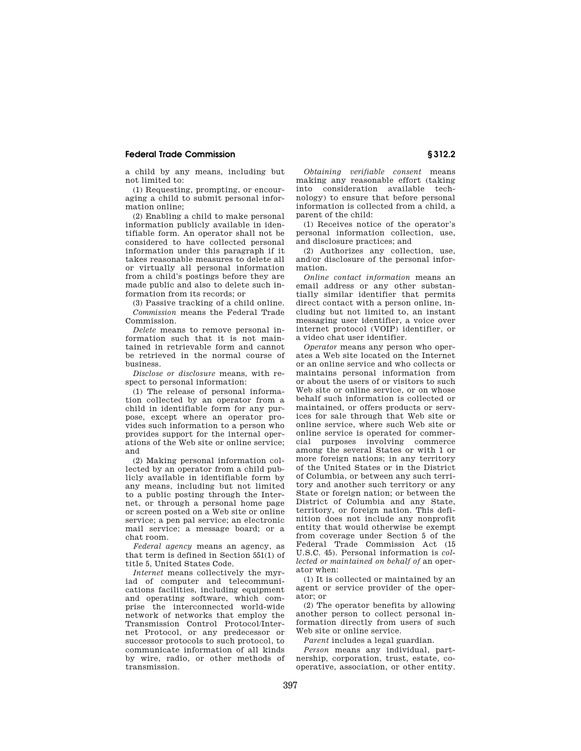a child by any means, including but not limited to:

(1) Requesting, prompting, or encouraging a child to submit personal information online;

(2) Enabling a child to make personal information publicly available in identifiable form. An operator shall not be considered to have collected personal information under this paragraph if it takes reasonable measures to delete all or virtually all personal information from a child's postings before they are made public and also to delete such information from its records; or

(3) Passive tracking of a child online.

*Commission* means the Federal Trade Commission.

*Delete* means to remove personal information such that it is not maintained in retrievable form and cannot be retrieved in the normal course of business.

*Disclose or disclosure* means, with respect to personal information:

(1) The release of personal information collected by an operator from a child in identifiable form for any purpose, except where an operator provides such information to a person who provides support for the internal operations of the Web site or online service; and

(2) Making personal information collected by an operator from a child publicly available in identifiable form by any means, including but not limited to a public posting through the Internet, or through a personal home page or screen posted on a Web site or online service; a pen pal service; an electronic mail service; a message board; or a chat room.

*Federal agency* means an agency, as that term is defined in Section 551(1) of title 5, United States Code.

*Internet* means collectively the myriad of computer and telecommunications facilities, including equipment and operating software, which comprise the interconnected world-wide network of networks that employ the Transmission Control Protocol/Internet Protocol, or any predecessor or successor protocols to such protocol, to communicate information of all kinds by wire, radio, or other methods of transmission.

*Obtaining verifiable consent* means making any reasonable effort (taking into consideration available technology) to ensure that before personal information is collected from a child, a parent of the child:

(1) Receives notice of the operator's personal information collection, use, and disclosure practices; and

(2) Authorizes any collection, use, and/or disclosure of the personal information.

*Online contact information* means an email address or any other substantially similar identifier that permits direct contact with a person online, including but not limited to, an instant messaging user identifier, a voice over internet protocol (VOIP) identifier, or a video chat user identifier.

*Operator* means any person who operates a Web site located on the Internet or an online service and who collects or maintains personal information from or about the users of or visitors to such Web site or online service, or on whose behalf such information is collected or maintained, or offers products or services for sale through that Web site or online service, where such Web site or online service is operated for commercial purposes involving commerce among the several States or with 1 or more foreign nations; in any territory of the United States or in the District of Columbia, or between any such territory and another such territory or any State or foreign nation; or between the District of Columbia and any State, territory, or foreign nation. This definition does not include any nonprofit entity that would otherwise be exempt from coverage under Section 5 of the Federal Trade Commission Act (15 U.S.C. 45). Personal information is *collected or maintained on behalf of* an operator when:

(1) It is collected or maintained by an agent or service provider of the operator; or

(2) The operator benefits by allowing another person to collect personal information directly from users of such Web site or online service.

*Parent* includes a legal guardian.

*Person* means any individual, partnership, corporation, trust, estate, cooperative, association, or other entity.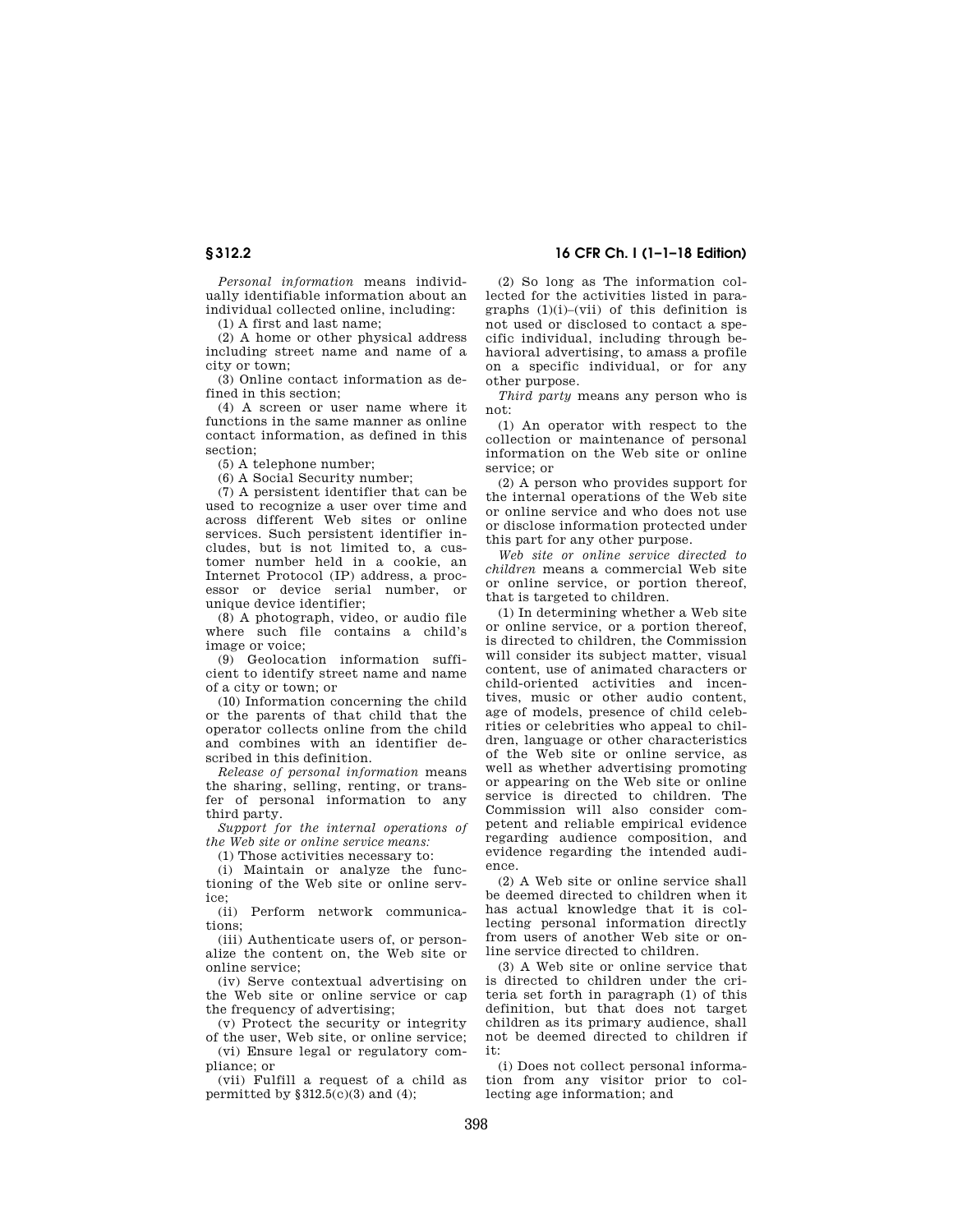*Personal information* means individually identifiable information about an individual collected online, including:

(1) A first and last name;

(2) A home or other physical address including street name and name of a city or town;

(3) Online contact information as defined in this section;

(4) A screen or user name where it functions in the same manner as online contact information, as defined in this section;

(5) A telephone number;

(6) A Social Security number;

(7) A persistent identifier that can be used to recognize a user over time and across different Web sites or online services. Such persistent identifier includes, but is not limited to, a customer number held in a cookie, an Internet Protocol (IP) address, a processor or device serial number, or unique device identifier;

(8) A photograph, video, or audio file where such file contains a child's image or voice;

(9) Geolocation information sufficient to identify street name and name of a city or town; or

(10) Information concerning the child or the parents of that child that the operator collects online from the child and combines with an identifier described in this definition.

*Release of personal information* means the sharing, selling, renting, or transfer of personal information to any third party.

*Support for the internal operations of the Web site or online service means:*

(1) Those activities necessary to:

(i) Maintain or analyze the functioning of the Web site or online service;

(ii) Perform network communications;

(iii) Authenticate users of, or personalize the content on, the Web site or online service;

(iv) Serve contextual advertising on the Web site or online service or cap the frequency of advertising;

(v) Protect the security or integrity of the user, Web site, or online service;

(vi) Ensure legal or regulatory compliance; or

(vii) Fulfill a request of a child as permitted by §312.5(c)(3) and (4);

(2) So long as The information collected for the activities listed in paragraphs (1)(i)–(vii) of this definition is not used or disclosed to contact a specific individual, including through behavioral advertising, to amass a profile on a specific individual, or for any other purpose.

*Third party* means any person who is not:

(1) An operator with respect to the collection or maintenance of personal information on the Web site or online service; or

(2) A person who provides support for the internal operations of the Web site or online service and who does not use or disclose information protected under this part for any other purpose.

*Web site or online service directed to children* means a commercial Web site or online service, or portion thereof, that is targeted to children.

(1) In determining whether a Web site or online service, or a portion thereof, is directed to children, the Commission will consider its subject matter, visual content, use of animated characters or child-oriented activities and incentives, music or other audio content, age of models, presence of child celebrities or celebrities who appeal to children, language or other characteristics of the Web site or online service, as well as whether advertising promoting or appearing on the Web site or online service is directed to children. The Commission will also consider competent and reliable empirical evidence regarding audience composition, and evidence regarding the intended audience.

(2) A Web site or online service shall be deemed directed to children when it has actual knowledge that it is collecting personal information directly from users of another Web site or online service directed to children.

(3) A Web site or online service that is directed to children under the criteria set forth in paragraph (1) of this definition, but that does not target children as its primary audience, shall not be deemed directed to children if it:

(i) Does not collect personal information from any visitor prior to collecting age information; and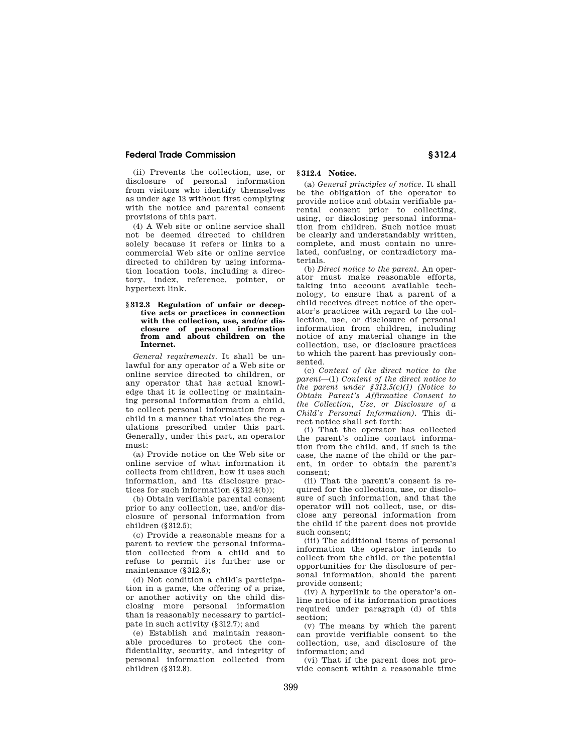(ii) Prevents the collection, use, or disclosure of personal information from visitors who identify themselves as under age 13 without first complying with the notice and parental consent provisions of this part.

(4) A Web site or online service shall not be deemed directed to children solely because it refers or links to a commercial Web site or online service directed to children by using information location tools, including a directory, index, reference, pointer, or hypertext link.

### § 312.3 Regulation of unfair or deceptive acts or practices in connection with the collection, use, and/or disclosure of personal information from and about children on the Internet.

*General requirements.* It shall be unlawful for any operator of a Web site or online service directed to children, or any operator that has actual knowledge that it is collecting or maintaining personal information from a child, to collect personal information from a child in a manner that violates the regulations prescribed under this part. Generally, under this part, an operator must:

(a) Provide notice on the Web site or online service of what information it collects from children, how it uses such information, and its disclosure practices for such information (§312.4(b));

(b) Obtain verifiable parental consent prior to any collection, use, and/or disclosure of personal information from children (§312.5);

(c) Provide a reasonable means for a parent to review the personal information collected from a child and to refuse to permit its further use or maintenance (§312.6);

(d) Not condition a child's participation in a game, the offering of a prize, or another activity on the child disclosing more personal information than is reasonably necessary to participate in such activity (§312.7); and

(e) Establish and maintain reasonable procedures to protect the confidentiality, security, and integrity of personal information collected from children (§312.8).

### § 312.4 Notice.

(a) *General principles of notice.* It shall be the obligation of the operator to provide notice and obtain verifiable parental consent prior to collecting, using, or disclosing personal information from children. Such notice must be clearly and understandably written, complete, and must contain no unrelated, confusing, or contradictory materials.

(b) *Direct notice to the parent.* An operator must make reasonable efforts, taking into account available technology, to ensure that a parent of a child receives direct notice of the operator's practices with regard to the collection, use, or disclosure of personal information from children, including notice of any material change in the collection, use, or disclosure practices to which the parent has previously consented.

(c) *Content of the direct notice to the parent*—(1) *Content of the direct notice to the parent under §312.5(c)(1) (Notice to Obtain Parent's Affirmative Consent to the Collection, Use, or Disclosure of a Child's Personal Information).* This direct notice shall set forth:

(i) That the operator has collected the parent's online contact information from the child, and, if such is the case, the name of the child or the parent, in order to obtain the parent's consent;

(ii) That the parent's consent is required for the collection, use, or disclosure of such information, and that the operator will not collect, use, or disclose any personal information from the child if the parent does not provide such consent;

(iii) The additional items of personal information the operator intends to collect from the child, or the potential opportunities for the disclosure of personal information, should the parent provide consent;

(iv) A hyperlink to the operator's online notice of its information practices required under paragraph (d) of this section;

(v) The means by which the parent can provide verifiable consent to the collection, use, and disclosure of the information; and

(vi) That if the parent does not provide consent within a reasonable time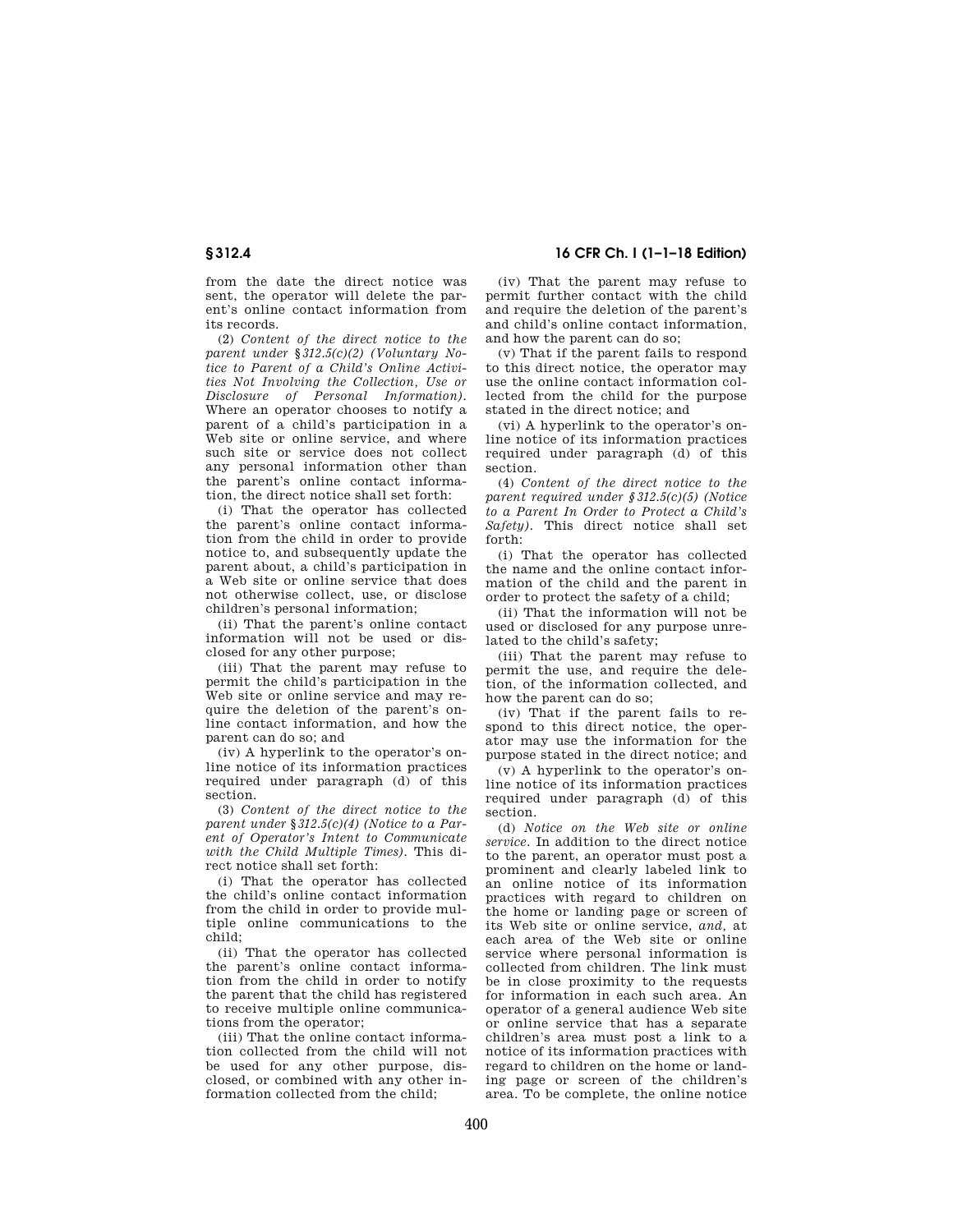from the date the direct notice was sent, the operator will delete the parent's online contact information from its records.

(2) *Content of the direct notice to the parent under §312.5(c)(2) (Voluntary Notice to Parent of a Child's Online Activities Not Involving the Collection, Use or Disclosure of Personal Information).* Where an operator chooses to notify a parent of a child's participation in a Web site or online service, and where such site or service does not collect any personal information other than the parent's online contact information, the direct notice shall set forth:

(i) That the operator has collected the parent's online contact information from the child in order to provide notice to, and subsequently update the parent about, a child's participation in a Web site or online service that does not otherwise collect, use, or disclose children's personal information;

(ii) That the parent's online contact information will not be used or disclosed for any other purpose;

(iii) That the parent may refuse to permit the child's participation in the Web site or online service and may require the deletion of the parent's online contact information, and how the parent can do so; and

(iv) A hyperlink to the operator's online notice of its information practices required under paragraph (d) of this section.

(3) *Content of the direct notice to the parent under §312.5(c)(4) (Notice to a Parent of Operator's Intent to Communicate with the Child Multiple Times).* This direct notice shall set forth:

(i) That the operator has collected the child's online contact information from the child in order to provide multiple online communications to the child;

(ii) That the operator has collected the parent's online contact information from the child in order to notify the parent that the child has registered to receive multiple online communications from the operator;

(iii) That the online contact information collected from the child will not be used for any other purpose, disclosed, or combined with any other information collected from the child;

(iv) That the parent may refuse to permit further contact with the child and require the deletion of the parent's and child's online contact information, and how the parent can do so;

(v) That if the parent fails to respond to this direct notice, the operator may use the online contact information collected from the child for the purpose stated in the direct notice; and

(vi) A hyperlink to the operator's online notice of its information practices required under paragraph (d) of this section.

(4) *Content of the direct notice to the parent required under §312.5(c)(5) (Notice to a Parent In Order to Protect a Child's Safety).* This direct notice shall set forth:

(i) That the operator has collected the name and the online contact information of the child and the parent in order to protect the safety of a child;

(ii) That the information will not be used or disclosed for any purpose unrelated to the child's safety;

(iii) That the parent may refuse to permit the use, and require the deletion, of the information collected, and how the parent can do so;

(iv) That if the parent fails to respond to this direct notice, the operator may use the information for the purpose stated in the direct notice; and

(v) A hyperlink to the operator's online notice of its information practices required under paragraph (d) of this section.

(d) *Notice on the Web site or online service.* In addition to the direct notice to the parent, an operator must post a prominent and clearly labeled link to an online notice of its information practices with regard to children on the home or landing page or screen of its Web site or online service, *and,* at each area of the Web site or online service where personal information is collected from children. The link must be in close proximity to the requests for information in each such area. An operator of a general audience Web site or online service that has a separate children's area must post a link to a notice of its information practices with regard to children on the home or landing page or screen of the children's area. To be complete, the online notice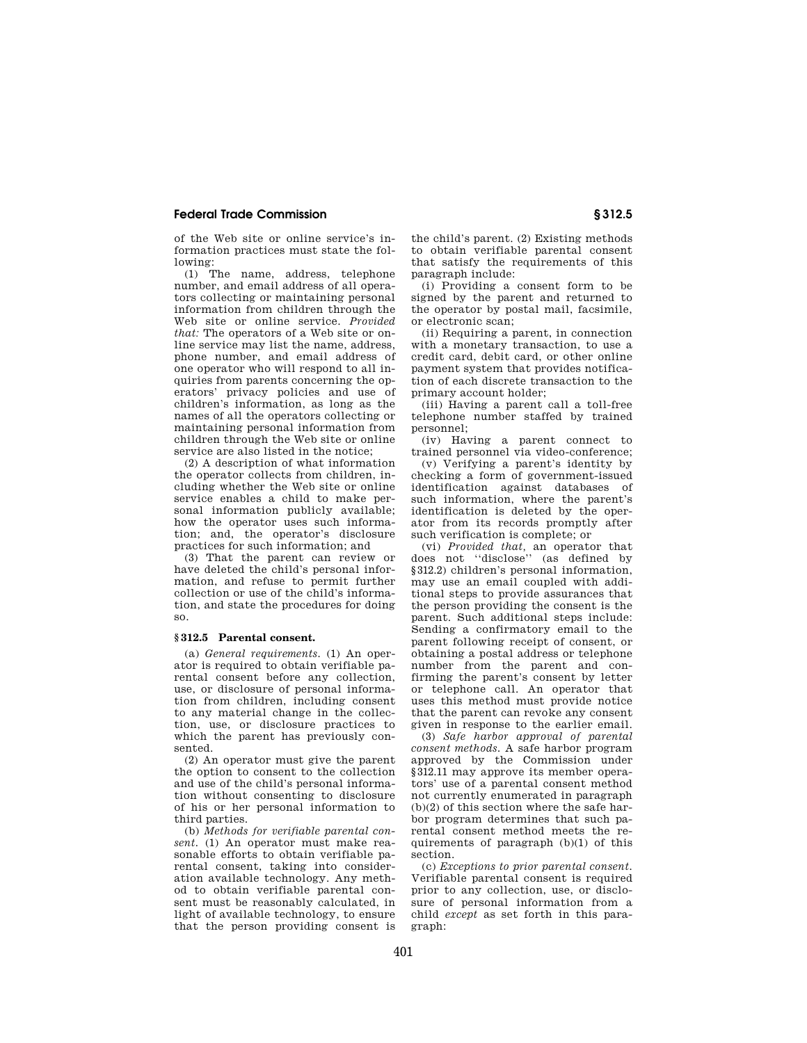of the Web site or online service's information practices must state the following:

(1) The name, address, telephone number, and email address of all operators collecting or maintaining personal information from children through the Web site or online service. *Provided that:* The operators of a Web site or online service may list the name, address, phone number, and email address of one operator who will respond to all inquiries from parents concerning the operators' privacy policies and use of children's information, as long as the names of all the operators collecting or maintaining personal information from children through the Web site or online service are also listed in the notice;

(2) A description of what information the operator collects from children, including whether the Web site or online service enables a child to make personal information publicly available; how the operator uses such information; and, the operator's disclosure practices for such information; and

(3) That the parent can review or have deleted the child's personal information, and refuse to permit further collection or use of the child's information, and state the procedures for doing so.

## § 312.5 Parental consent.

(a) *General requirements.* (1) An operator is required to obtain verifiable parental consent before any collection, use, or disclosure of personal information from children, including consent to any material change in the collection, use, or disclosure practices to which the parent has previously consented.

(2) An operator must give the parent the option to consent to the collection and use of the child's personal information without consenting to disclosure of his or her personal information to third parties.

(b) *Methods for verifiable parental consent.* (1) An operator must make reasonable efforts to obtain verifiable parental consent, taking into consideration available technology. Any method to obtain verifiable parental consent must be reasonably calculated, in light of available technology, to ensure that the person providing consent is the child's parent. (2) Existing methods to obtain verifiable parental consent that satisfy the requirements of this paragraph include:

(i) Providing a consent form to be signed by the parent and returned to the operator by postal mail, facsimile, or electronic scan;

(ii) Requiring a parent, in connection with a monetary transaction, to use a credit card, debit card, or other online payment system that provides notification of each discrete transaction to the primary account holder;

(iii) Having a parent call a toll-free telephone number staffed by trained personnel;

(iv) Having a parent connect to trained personnel via video-conference;

(v) Verifying a parent's identity by checking a form of government-issued identification against databases of such information, where the parent's identification is deleted by the operator from its records promptly after such verification is complete; or

(vi) *Provided that,* an operator that does not "disclose" (as defined by §312.2) children's personal information, may use an email coupled with additional steps to provide assurances that the person providing the consent is the parent. Such additional steps include: Sending a confirmatory email to the parent following receipt of consent, or obtaining a postal address or telephone number from the parent and confirming the parent's consent by letter or telephone call. An operator that uses this method must provide notice that the parent can revoke any consent given in response to the earlier email.

(3) *Safe harbor approval of parental consent methods.* A safe harbor program approved by the Commission under §312.11 may approve its member operators' use of a parental consent method not currently enumerated in paragraph (b)(2) of this section where the safe harbor program determines that such parental consent method meets the requirements of paragraph (b)(1) of this section.

(c) *Exceptions to prior parental consent.* Verifiable parental consent is required prior to any collection, use, or disclosure of personal information from a child *except* as set forth in this paragraph: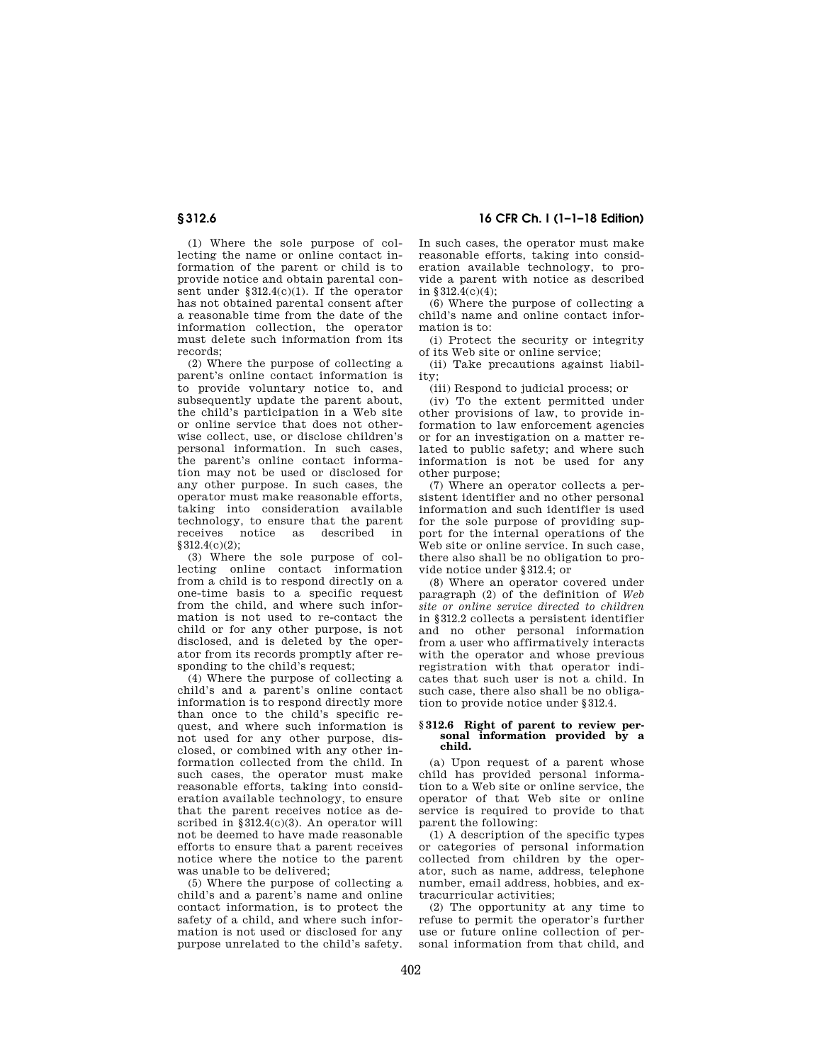(1) Where the sole purpose of collecting the name or online contact information of the parent or child is to provide notice and obtain parental consent under §312.4(c)(1). If the operator has not obtained parental consent after a reasonable time from the date of the information collection, the operator must delete such information from its records;

(2) Where the purpose of collecting a parent's online contact information is to provide voluntary notice to, and subsequently update the parent about, the child's participation in a Web site or online service that does not otherwise collect, use, or disclose children's personal information. In such cases, the parent's online contact information may not be used or disclosed for any other purpose. In such cases, the operator must make reasonable efforts, taking into consideration available technology, to ensure that the parent receives notice as described in §312.4(c)(2);

(3) Where the sole purpose of collecting online contact information from a child is to respond directly on a one-time basis to a specific request from the child, and where such information is not used to re-contact the child or for any other purpose, is not disclosed, and is deleted by the operator from its records promptly after responding to the child's request;

(4) Where the purpose of collecting a child's and a parent's online contact information is to respond directly more than once to the child's specific request, and where such information is not used for any other purpose, disclosed, or combined with any other information collected from the child. In such cases, the operator must make reasonable efforts, taking into consideration available technology, to ensure that the parent receives notice as described in §312.4(c)(3). An operator will not be deemed to have made reasonable efforts to ensure that a parent receives notice where the notice to the parent was unable to be delivered;

(5) Where the purpose of collecting a child's and a parent's name and online contact information, is to protect the safety of a child, and where such information is not used or disclosed for any purpose unrelated to the child's safety. In such cases, the operator must make reasonable efforts, taking into consideration available technology, to provide a parent with notice as described in §312.4(c)(4);

(6) Where the purpose of collecting a child's name and online contact information is to:

(i) Protect the security or integrity of its Web site or online service;

(ii) Take precautions against liability;

(iii) Respond to judicial process; or

(iv) To the extent permitted under other provisions of law, to provide information to law enforcement agencies or for an investigation on a matter related to public safety; and where such information is not be used for any other purpose;

(7) Where an operator collects a persistent identifier and no other personal information and such identifier is used for the sole purpose of providing support for the internal operations of the Web site or online service. In such case, there also shall be no obligation to provide notice under §312.4; or

(8) Where an operator covered under paragraph (2) of the definition of *Web site or online service directed to children* in §312.2 collects a persistent identifier and no other personal information from a user who affirmatively interacts with the operator and whose previous registration with that operator indicates that such user is not a child. In such case, there also shall be no obligation to provide notice under §312.4.

### §312.6 Right of parent to review personal information provided by a child.

(a) Upon request of a parent whose child has provided personal information to a Web site or online service, the operator of that Web site or online service is required to provide to that parent the following:

(1) A description of the specific types or categories of personal information collected from children by the operator, such as name, address, telephone number, email address, hobbies, and extracurricular activities;

(2) The opportunity at any time to refuse to permit the operator's further use or future online collection of personal information from that child, and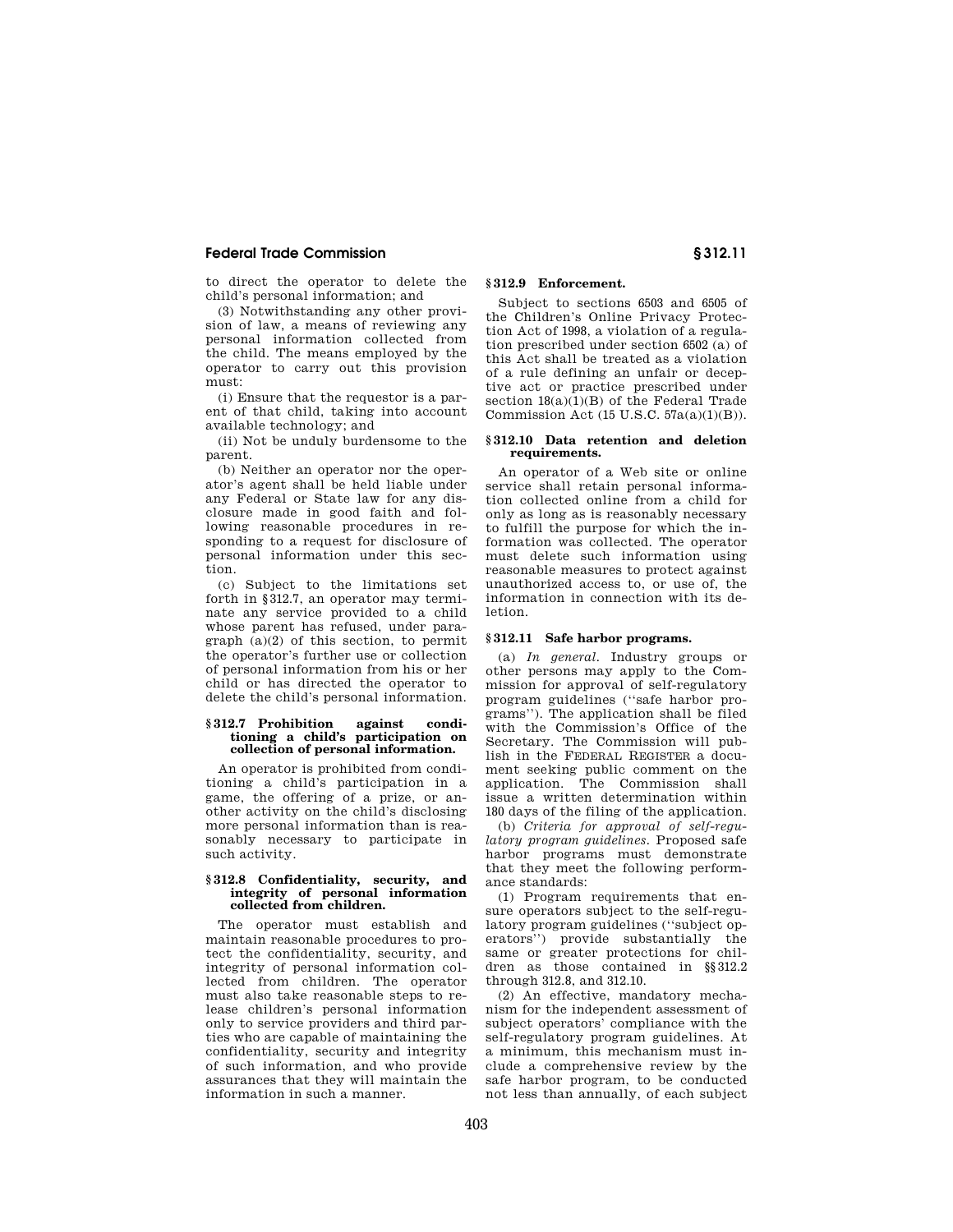to direct the operator to delete the child's personal information; and

(3) Notwithstanding any other provision of law, a means of reviewing any personal information collected from the child. The means employed by the operator to carry out this provision must:

(i) Ensure that the requestor is a parent of that child, taking into account available technology; and

(ii) Not be unduly burdensome to the parent.

(b) Neither an operator nor the operator's agent shall be held liable under any Federal or State law for any disclosure made in good faith and following reasonable procedures in responding to a request for disclosure of personal information under this section.

(c) Subject to the limitations set forth in §312.7, an operator may terminate any service provided to a child whose parent has refused, under paragraph (a)(2) of this section, to permit the operator's further use or collection of personal information from his or her child or has directed the operator to delete the child's personal information.

### § 312.7 Prohibition against conditioning a child's participation on collection of personal information.

An operator is prohibited from conditioning a child's participation in a game, the offering of a prize, or another activity on the child's disclosing more personal information than is reasonably necessary to participate in such activity.

### § 312.8 Confidentiality, security, and integrity of personal information collected from children.

The operator must establish and maintain reasonable procedures to protect the confidentiality, security, and integrity of personal information collected from children. The operator must also take reasonable steps to release children's personal information only to service providers and third parties who are capable of maintaining the confidentiality, security and integrity of such information, and who provide assurances that they will maintain the information in such a manner.

### § 312.9 Enforcement.

Subject to sections 6503 and 6505 of the Children's Online Privacy Protection Act of 1998, a violation of a regulation prescribed under section 6502 (a) of this Act shall be treated as a violation of a rule defining an unfair or deceptive act or practice prescribed under section 18(a)(1)(B) of the Federal Trade Commission Act (15 U.S.C. 57a(a)(1)(B)).

### § 312.10 Data retention and deletion requirements.

An operator of a Web site or online service shall retain personal information collected online from a child for only as long as is reasonably necessary to fulfill the purpose for which the information was collected. The operator must delete such information using reasonable measures to protect against unauthorized access to, or use of, the information in connection with its deletion.

### § 312.11 Safe harbor programs.

(a) *In general.* Industry groups or other persons may apply to the Commission for approval of self-regulatory program guidelines (''safe harbor programs''). The application shall be filed with the Commission's Office of the Secretary. The Commission will publish in the FEDERAL REGISTER a document seeking public comment on the application. The Commission shall issue a written determination within 180 days of the filing of the application.

(b) *Criteria for approval of self-regulatory program guidelines.* Proposed safe harbor programs must demonstrate that they meet the following performance standards:

(1) Program requirements that ensure operators subject to the self-regulatory program guidelines (''subject operators'') provide substantially the same or greater protections for children as those contained in §§312.2 through 312.8, and 312.10.

(2) An effective, mandatory mechanism for the independent assessment of subject operators' compliance with the self-regulatory program guidelines. At a minimum, this mechanism must include a comprehensive review by the safe harbor program, to be conducted not less than annually, of each subject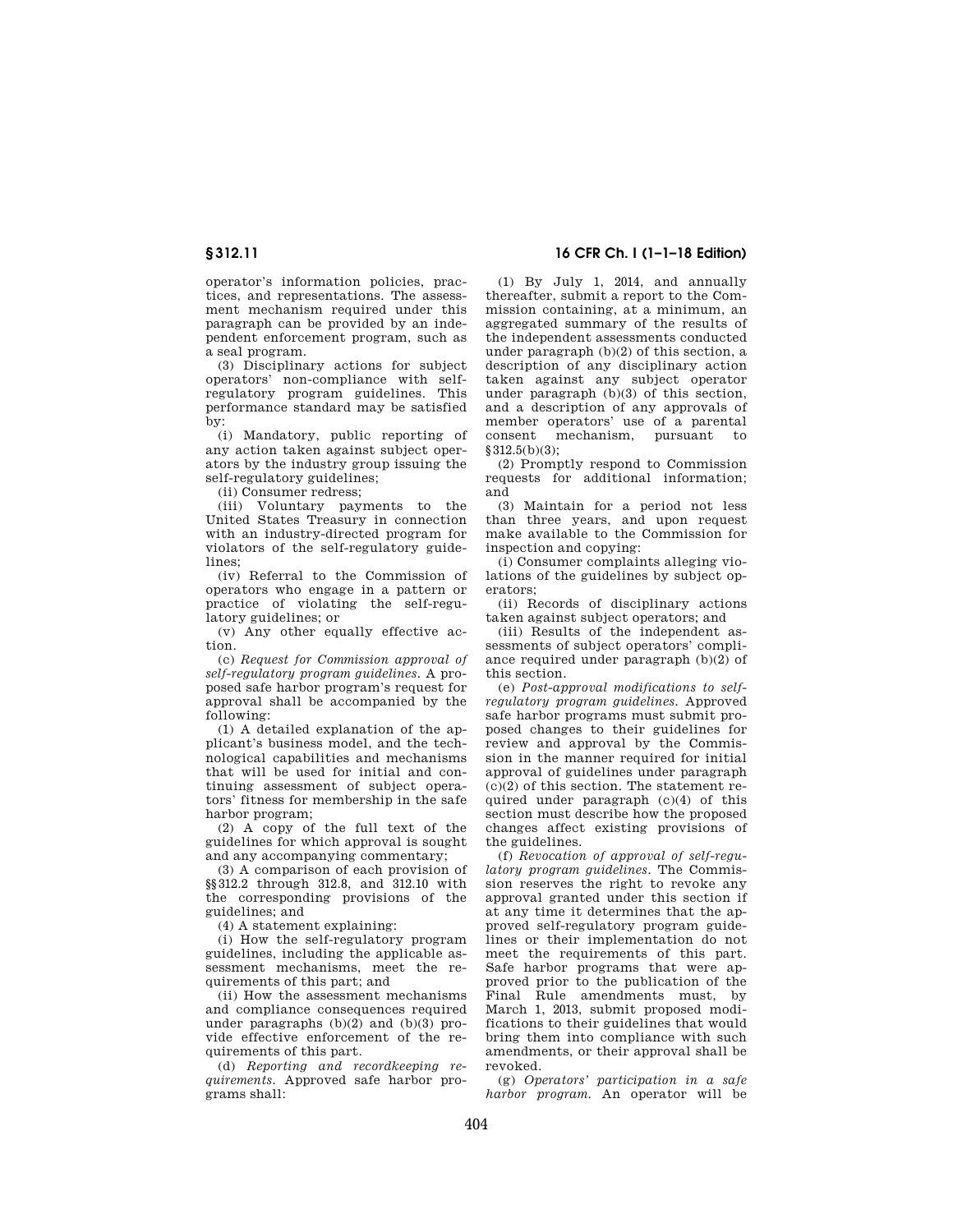operator's information policies, practices, and representations. The assessment mechanism required under this paragraph can be provided by an independent enforcement program, such as a seal program.

(3) Disciplinary actions for subject operators' non-compliance with self-regulatory program guidelines. This performance standard may be satisfied by:

(i) Mandatory, public reporting of any action taken against subject operators by the industry group issuing the self-regulatory guidelines;

(ii) Consumer redress;

(iii) Voluntary payments to the United States Treasury in connection with an industry-directed program for violators of the self-regulatory guidelines;

(iv) Referral to the Commission of operators who engage in a pattern or practice of violating the self-regulatory guidelines; or

(v) Any other equally effective action.

(c) *Request for Commission approval of self-regulatory program guidelines.* A proposed safe harbor program's request for approval shall be accompanied by the following:

(1) A detailed explanation of the applicant's business model, and the technological capabilities and mechanisms that will be used for initial and continuing assessment of subject operators' fitness for membership in the safe harbor program;

(2) A copy of the full text of the guidelines for which approval is sought and any accompanying commentary;

(3) A comparison of each provision of §§312.2 through 312.8, and 312.10 with the corresponding provisions of the guidelines; and

(4) A statement explaining:

(i) How the self-regulatory program guidelines, including the applicable assessment mechanisms, meet the requirements of this part; and

(ii) How the assessment mechanisms and compliance consequences required under paragraphs (b)(2) and (b)(3) provide effective enforcement of the requirements of this part.

(d) *Reporting and recordkeeping requirements.* Approved safe harbor programs shall:

(1) By July 1, 2014, and annually thereafter, submit a report to the Commission containing, at a minimum, an aggregated summary of the results of the independent assessments conducted under paragraph (b)(2) of this section, a description of any disciplinary action taken against any subject operator under paragraph (b)(3) of this section, and a description of any approvals of member operators' use of a parental consent mechanism, pursuant to §312.5(b)(3);

(2) Promptly respond to Commission requests for additional information; and

(3) Maintain for a period not less than three years, and upon request make available to the Commission for inspection and copying:

(i) Consumer complaints alleging violations of the guidelines by subject operators;

(ii) Records of disciplinary actions taken against subject operators; and

(iii) Results of the independent assessments of subject operators' compliance required under paragraph (b)(2) of this section.

(e) *Post-approval modifications to self-regulatory program guidelines.* Approved safe harbor programs must submit proposed changes to their guidelines for review and approval by the Commission in the manner required for initial approval of guidelines under paragraph (c)(2) of this section. The statement required under paragraph (c)(4) of this section must describe how the proposed changes affect existing provisions of the guidelines.

(f) *Revocation of approval of self-regulatory program guidelines.* The Commission reserves the right to revoke any approval granted under this section if at any time it determines that the approved self-regulatory program guidelines or their implementation do not meet the requirements of this part. Safe harbor programs that were approved prior to the publication of the Final Rule amendments must, by March 1, 2013, submit proposed modifications to their guidelines that would bring them into compliance with such amendments, or their approval shall be revoked.

(g) *Operators' participation in a safe harbor program.* An operator will be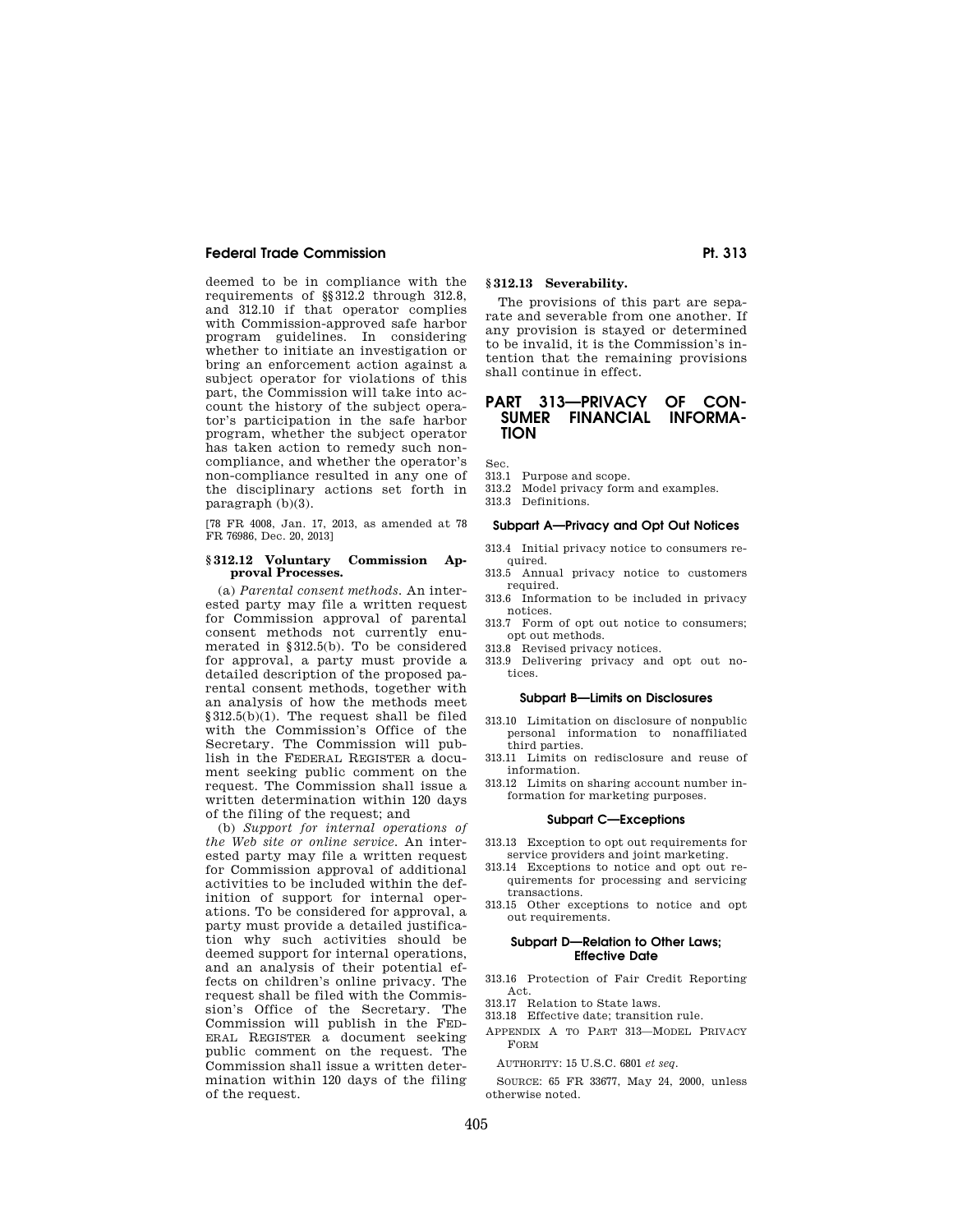deemed to be in compliance with the requirements of §§312.2 through 312.8, and 312.10 if that operator complies with Commission-approved safe harbor program guidelines. In considering whether to initiate an investigation or bring an enforcement action against a subject operator for violations of this part, the Commission will take into account the history of the subject operator's participation in the safe harbor program, whether the subject operator has taken action to remedy such non-compliance, and whether the operator's non-compliance resulted in any one of the disciplinary actions set forth in paragraph (b)(3).

[78 FR 4008, Jan. 17, 2013, as amended at 78 FR 76986, Dec. 20, 2013]

### § 312.12 Voluntary Commission Approval Processes.

(a) *Parental consent methods.* An interested party may file a written request for Commission approval of parental consent methods not currently enumerated in §312.5(b). To be considered for approval, a party must provide a detailed description of the proposed parental consent methods, together with an analysis of how the methods meet §312.5(b)(1). The request shall be filed with the Commission's Office of the Secretary. The Commission will publish in the FEDERAL REGISTER a document seeking public comment on the request. The Commission shall issue a written determination within 120 days of the filing of the request; and

(b) *Support for internal operations of the Web site or online service.* An interested party may file a written request for Commission approval of additional activities to be included within the definition of support for internal operations. To be considered for approval, a party must provide a detailed justification why such activities should be deemed support for internal operations, and an analysis of their potential effects on children's online privacy. The request shall be filed with the Commission's Office of the Secretary. The Commission will publish in the FEDERAL REGISTER a document seeking public comment on the request. The Commission shall issue a written determination within 120 days of the filing of the request.

### § 312.13 Severability.

The provisions of this part are separate and severable from one another. If any provision is stayed or determined to be invalid, it is the Commission's intention that the remaining provisions shall continue in effect.

## PART 313—PRIVACY OF CONSUMER FINANCIAL INFORMATION

Sec.
313.1 Purpose and scope.
313.2 Model privacy form and examples.
313.3 Definitions.

#### Subpart A—Privacy and Opt Out Notices

313.4 Initial privacy notice to consumers required.
313.5 Annual privacy notice to customers required.
313.6 Information to be included in privacy notices.
313.7 Form of opt out notice to consumers; opt out methods.
313.8 Revised privacy notices.
313.9 Delivering privacy and opt out notices.

#### Subpart B—Limits on Disclosures

313.10 Limitation on disclosure of nonpublic personal information to nonaffiliated third parties.
313.11 Limits on redisclosure and reuse of information.
313.12 Limits on sharing account number information for marketing purposes.

#### Subpart C—Exceptions

313.13 Exception to opt out requirements for service providers and joint marketing.
313.14 Exceptions to notice and opt out requirements for processing and servicing transactions.
313.15 Other exceptions to notice and opt out requirements.

#### Subpart D—Relation to Other Laws; Effective Date

313.16 Protection of Fair Credit Reporting Act.
313.17 Relation to State laws.
313.18 Effective date; transition rule.
APPENDIX A TO PART 313—MODEL PRIVACY FORM

AUTHORITY: 15 U.S.C. 6801 *et seq.*

SOURCE: 65 FR 33677, May 24, 2000, unless otherwise noted.